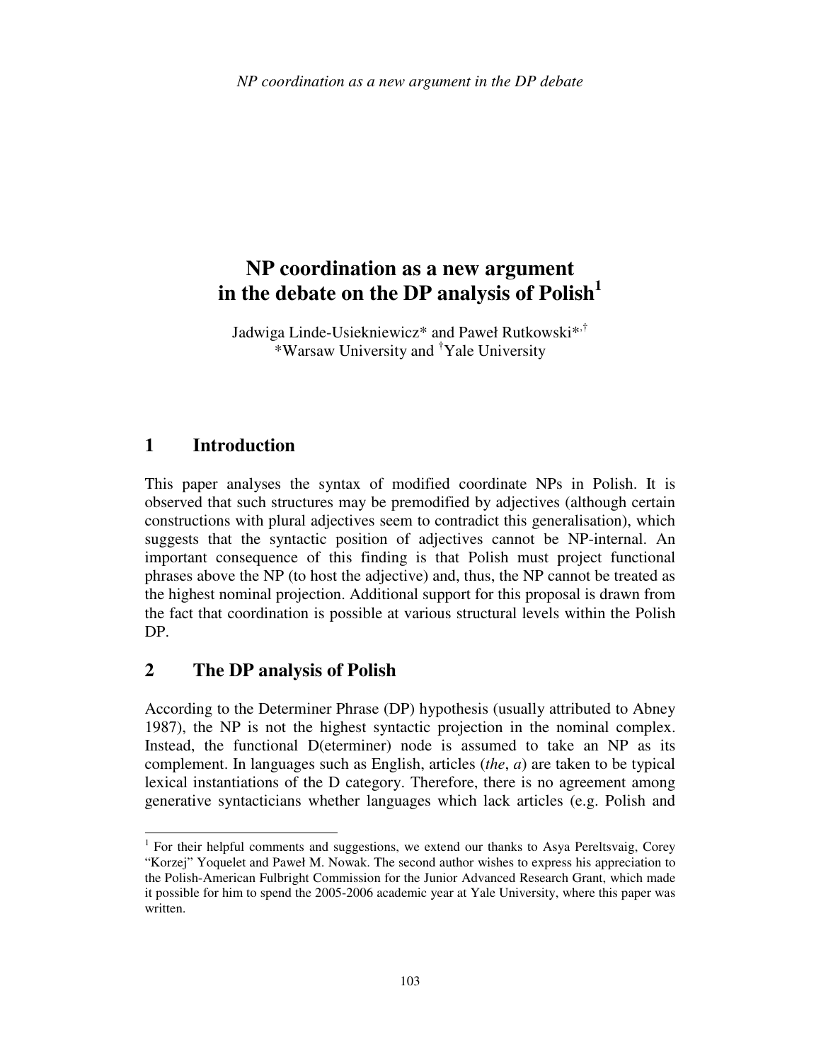# NP coordination as a new argument in the debate on the DP analysis of Polish[1]

Jadwiga Linde-Usiekniewicz* and Paweł Rutkowski*,†
*Warsaw University and †Yale University

## 1 Introduction

This paper analyses the syntax of modified coordinate NPs in Polish. It is observed that such structures may be premodified by adjectives (although certain constructions with plural adjectives seem to contradict this generalisation), which suggests that the syntactic position of adjectives cannot be NP-internal. An important consequence of this finding is that Polish must project functional phrases above the NP (to host the adjective) and, thus, the NP cannot be treated as the highest nominal projection. Additional support for this proposal is drawn from the fact that coordination is possible at various structural levels within the Polish DP.

## 2 The DP analysis of Polish

According to the Determiner Phrase (DP) hypothesis (usually attributed to Abney 1987), the NP is not the highest syntactic projection in the nominal complex. Instead, the functional D(eterminer) node is assumed to take an NP as its complement. In languages such as English, articles (*the*, *a*) are taken to be typical lexical instantiations of the D category. Therefore, there is no agreement among generative syntacticians whether languages which lack articles (e.g. Polish and

---

[1] For their helpful comments and suggestions, we extend our thanks to Asya Pereltsvaig, Corey "Korzej" Yoquelet and Paweł M. Nowak. The second author wishes to express his appreciation to the Polish-American Fulbright Commission for the Junior Advanced Research Grant, which made it possible for him to spend the 2005-2006 academic year at Yale University, where this paper was written.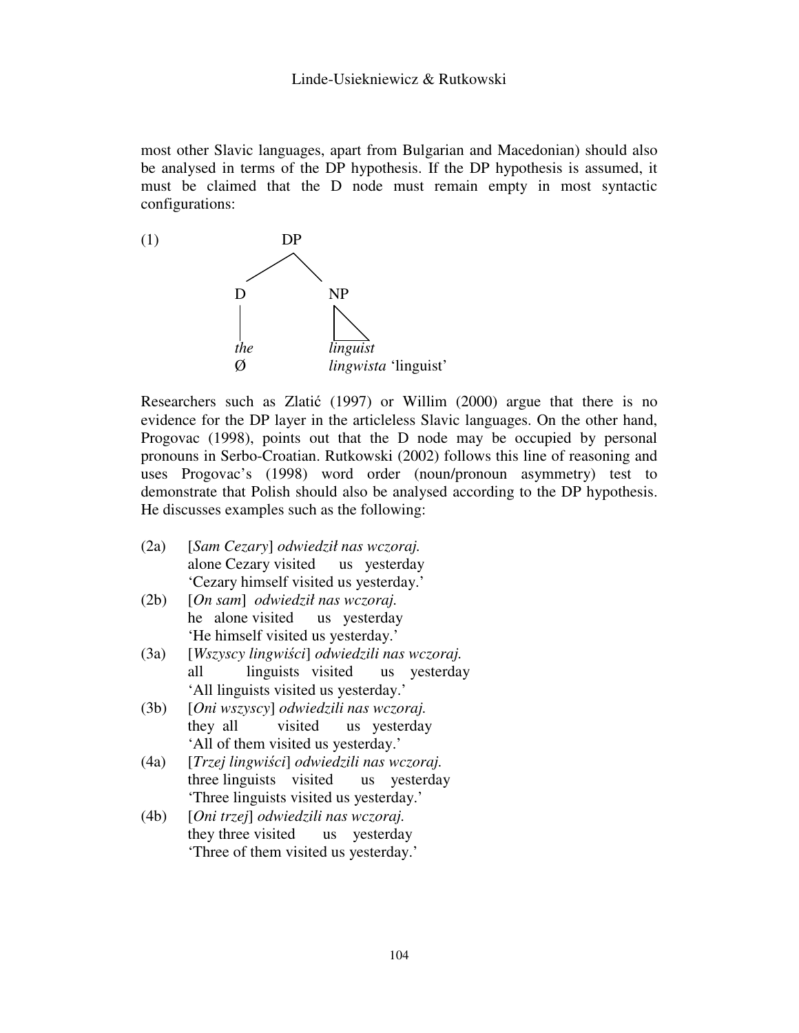most other Slavic languages, apart from Bulgarian and Macedonian) should also be analysed in terms of the DP hypothesis. If the DP hypothesis is assumed, it must be claimed that the D node must remain empty in most syntactic configurations:

```
(1)            DP
              /  \
             D    NP
             |    /\
            the   linguist
            Ø     lingwista 'linguist'
```

Researchers such as Zlatić (1997) or Willim (2000) argue that there is no evidence for the DP layer in the articleless Slavic languages. On the other hand, Progovac (1998), points out that the D node may be occupied by personal pronouns in Serbo-Croatian. Rutkowski (2002) follows this line of reasoning and uses Progovac's (1998) word order (noun/pronoun asymmetry) test to demonstrate that Polish should also be analysed according to the DP hypothesis. He discusses examples such as the following:

(2a) [*Sam Cezary*] *odwiedził nas wczoraj.*
alone Cezary visited us yesterday
'Cezary himself visited us yesterday.'

(2b) [*On sam*] *odwiedził nas wczoraj.*
he alone visited us yesterday
'He himself visited us yesterday.'

(3a) [*Wszyscy lingwiści*] *odwiedzili nas wczoraj.*
all linguists visited us yesterday
'All linguists visited us yesterday.'

(3b) [*Oni wszyscy*] *odwiedzili nas wczoraj.*
they all visited us yesterday
'All of them visited us yesterday.'

(4a) [*Trzej lingwiści*] *odwiedzili nas wczoraj.*
three linguists visited us yesterday
'Three linguists visited us yesterday.'

(4b) [*Oni trzej*] *odwiedzili nas wczoraj.*
they three visited us yesterday
'Three of them visited us yesterday.'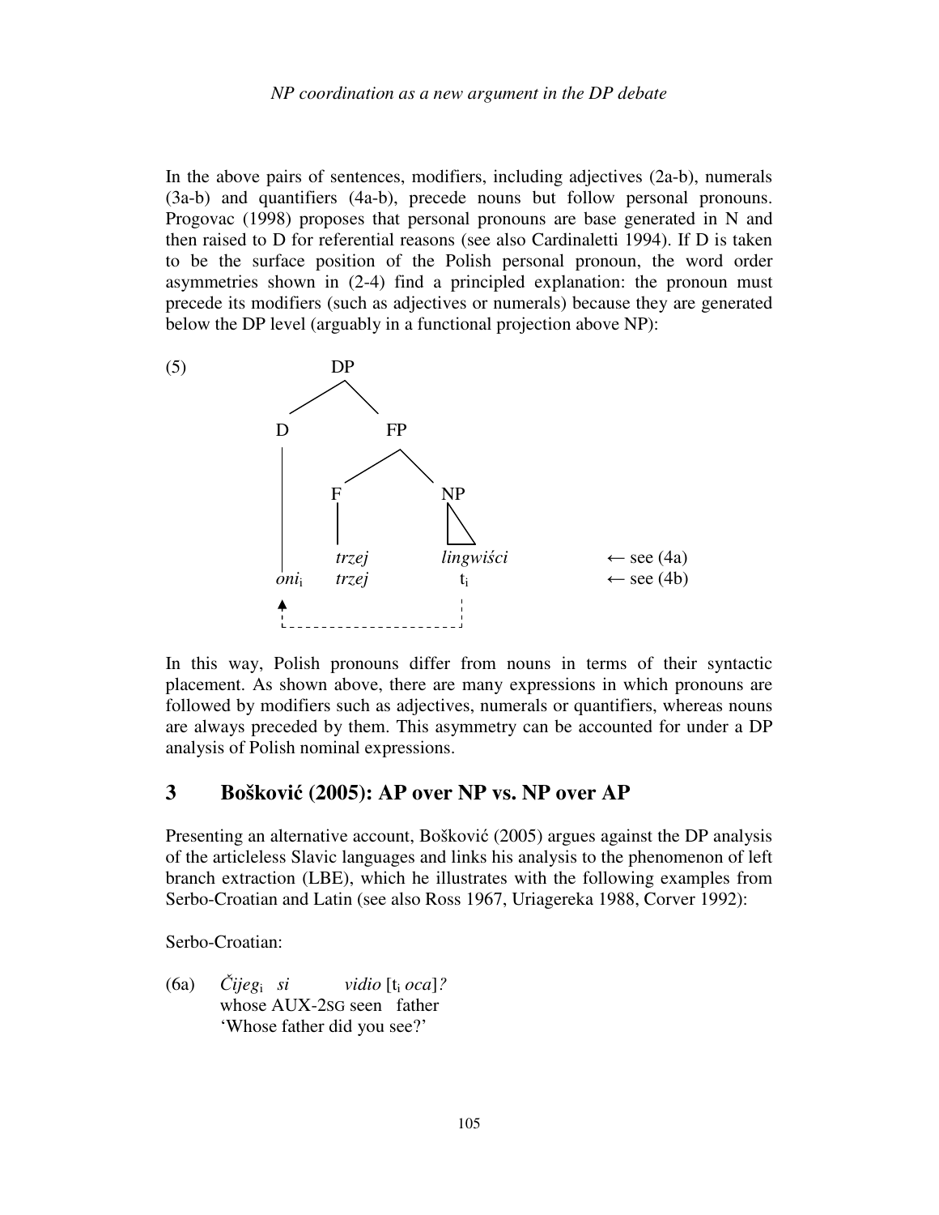In the above pairs of sentences, modifiers, including adjectives (2a-b), numerals (3a-b) and quantifiers (4a-b), precede nouns but follow personal pronouns. Progovac (1998) proposes that personal pronouns are base generated in N and then raised to D for referential reasons (see also Cardinaletti 1994). If D is taken to be the surface position of the Polish personal pronoun, the word order asymmetries shown in (2-4) find a principled explanation: the pronoun must precede its modifiers (such as adjectives or numerals) because they are generated below the DP level (arguably in a functional projection above NP):

(5)

```
                DP
              /    \
             D      FP
             |     /   \
             |    F     NP
             |    |     /\
                trzej  lingwiści      ← see (4a)
           oni_i trzej   t_i          ← see (4b)
             ^             :
             :.............:
```

In this way, Polish pronouns differ from nouns in terms of their syntactic placement. As shown above, there are many expressions in which pronouns are followed by modifiers such as adjectives, numerals or quantifiers, whereas nouns are always preceded by them. This asymmetry can be accounted for under a DP analysis of Polish nominal expressions.

## 3 Bošković (2005): AP over NP vs. NP over AP

Presenting an alternative account, Bošković (2005) argues against the DP analysis of the articleless Slavic languages and links his analysis to the phenomenon of left branch extraction (LBE), which he illustrates with the following examples from Serbo-Croatian and Latin (see also Ross 1967, Uriagereka 1988, Corver 1992):

Serbo-Croatian:

(6a) *Čijeg*$_i$ *si* *vidio* [t$_i$ *oca*]*?*
whose AUX-2SG seen father
'Whose father did you see?'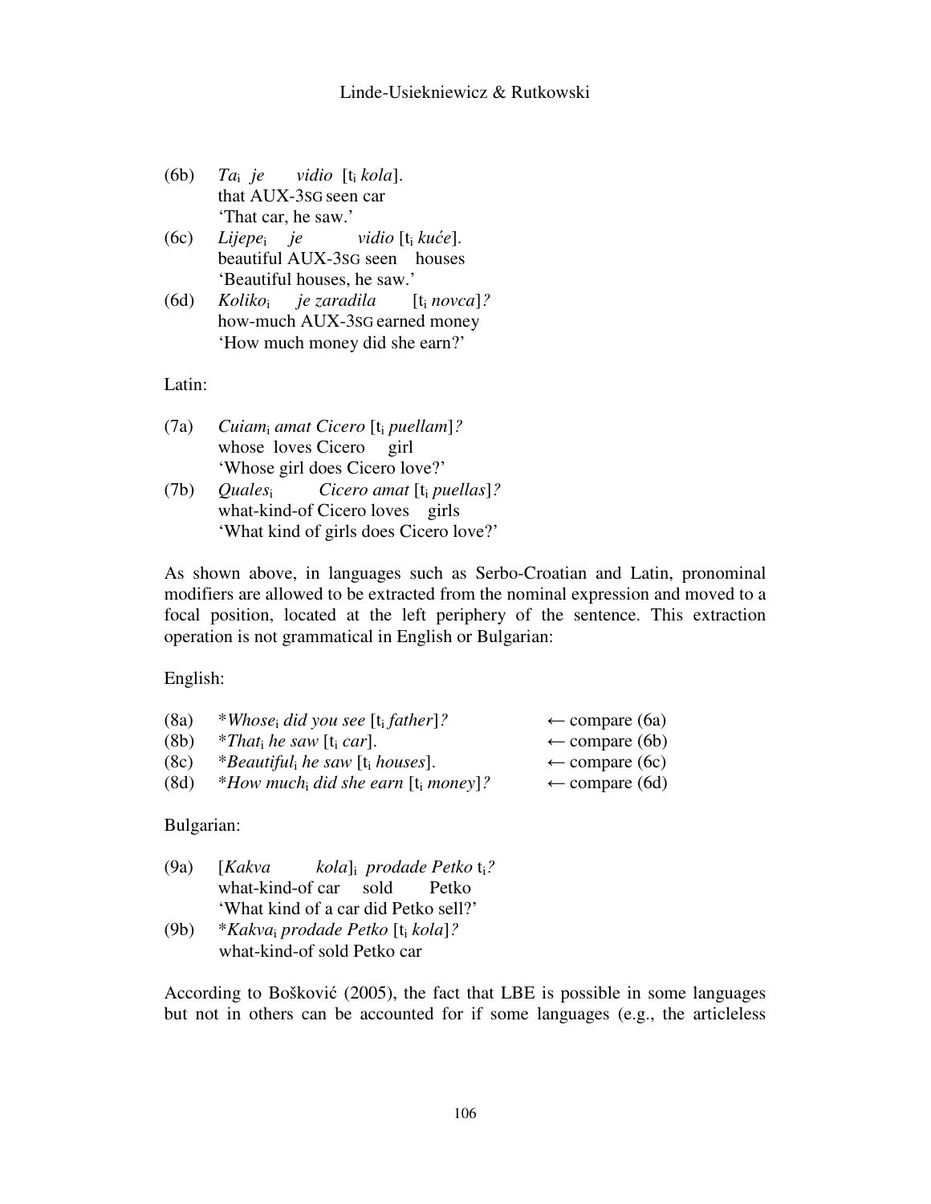(6b) *Ta*$_i$ *je vidio* [t$_i$ *kola*].
that AUX-3SG seen car
'That car, he saw.'

(6c) *Lijepe*$_i$ *je vidio* [t$_i$ *kuće*].
beautiful AUX-3SG seen houses
'Beautiful houses, he saw.'

(6d) *Koliko*$_i$ *je zaradila* [t$_i$ *novca*]*?*
how-much AUX-3SG earned money
'How much money did she earn?'

Latin:

(7a) *Cuiam*$_i$ *amat Cicero* [t$_i$ *puellam*]*?*
whose loves Cicero girl
'Whose girl does Cicero love?'

(7b) *Quales*$_i$ *Cicero amat* [t$_i$ *puellas*]*?*
what-kind-of Cicero loves girls
'What kind of girls does Cicero love?'

As shown above, in languages such as Serbo-Croatian and Latin, pronominal modifiers are allowed to be extracted from the nominal expression and moved to a focal position, located at the left periphery of the sentence. This extraction operation is not grammatical in English or Bulgarian:

English:

(8a) *\*Whose*$_i$ *did you see* [t$_i$ *father*]*?* ← compare (6a)
(8b) *\*That*$_i$ *he saw* [t$_i$ *car*]. ← compare (6b)
(8c) *\*Beautiful*$_i$ *he saw* [t$_i$ *houses*]. ← compare (6c)
(8d) *\*How much*$_i$ *did she earn* [t$_i$ *money*]*?* ← compare (6d)

Bulgarian:

(9a) [*Kakva kola*]$_i$ *prodade Petko* t$_i$*?*
what-kind-of car sold Petko
'What kind of a car did Petko sell?'

(9b) *\*Kakva*$_i$ *prodade Petko* [t$_i$ *kola*]*?*
what-kind-of sold Petko car

According to Bošković (2005), the fact that LBE is possible in some languages but not in others can be accounted for if some languages (e.g., the articleless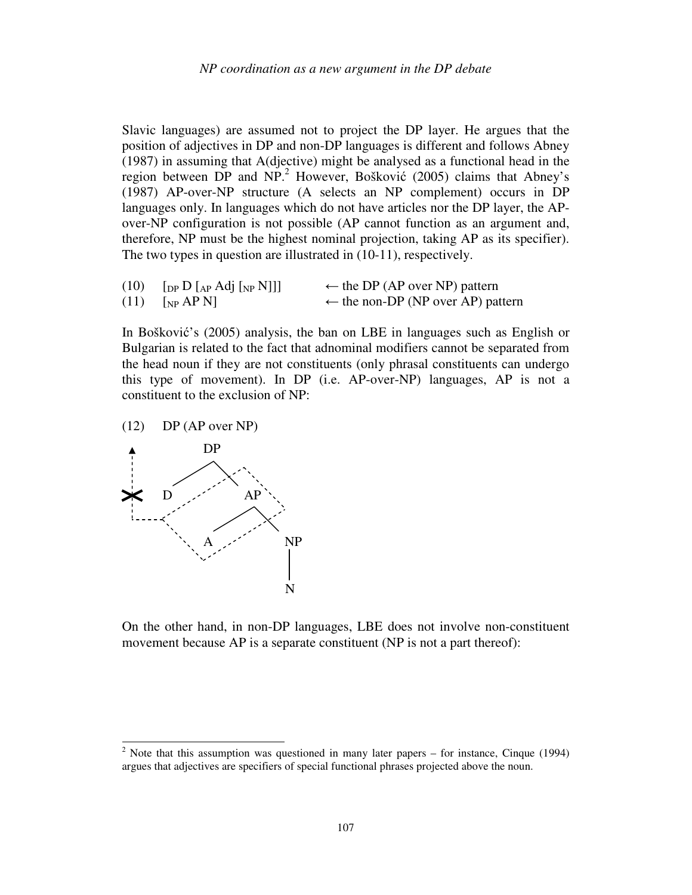Slavic languages) are assumed not to project the DP layer. He argues that the position of adjectives in DP and non-DP languages is different and follows Abney (1987) in assuming that A(djective) might be analysed as a functional head in the region between DP and NP.[2] However, Bošković (2005) claims that Abney's (1987) AP-over-NP structure (A selects an NP complement) occurs in DP languages only. In languages which do not have articles nor the DP layer, the AP-over-NP configuration is not possible (AP cannot function as an argument and, therefore, NP must be the highest nominal projection, taking AP as its specifier). The two types in question are illustrated in (10-11), respectively.

(10) $[_{DP}$ D $[_{AP}$ Adj $[_{NP}$ N$]]]$ ← the DP (AP over NP) pattern

(11) $[_{NP}$ AP N$]$ ← the non-DP (NP over AP) pattern

In Bošković's (2005) analysis, the ban on LBE in languages such as English or Bulgarian is related to the fact that adnominal modifiers cannot be separated from the head noun if they are not constituents (only phrasal constituents can undergo this type of movement). In DP (i.e. AP-over-NP) languages, AP is not a constituent to the exclusion of NP:

(12) DP (AP over NP)

```
        DP
       /  \
      D    AP
          /  \
         A    NP
              |
              N
```

On the other hand, in non-DP languages, LBE does not involve non-constituent movement because AP is a separate constituent (NP is not a part thereof):

[2] Note that this assumption was questioned in many later papers – for instance, Cinque (1994) argues that adjectives are specifiers of special functional phrases projected above the noun.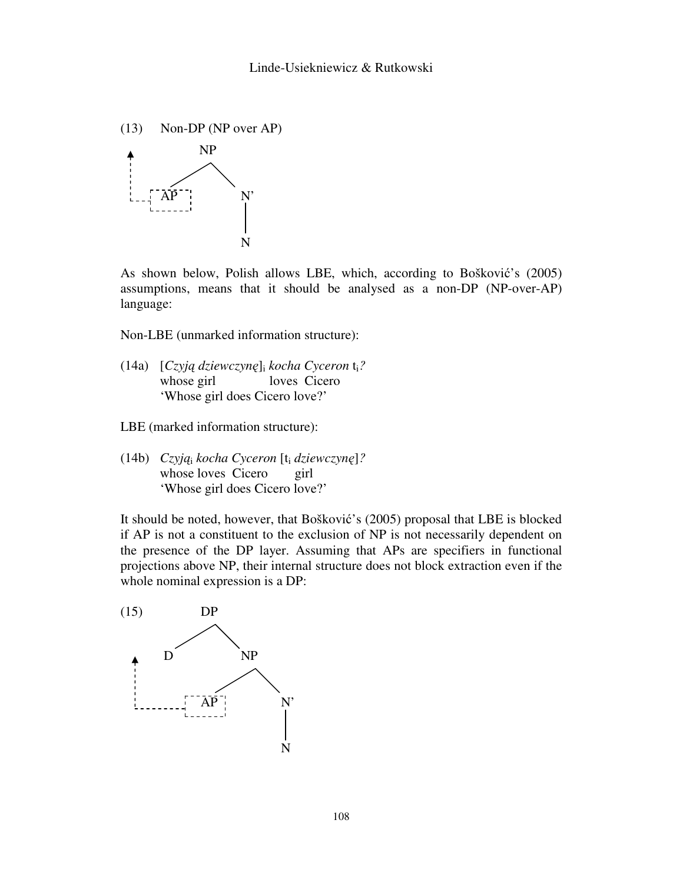(13) Non-DP (NP over AP)

```
          NP
         /  \
  ↑    AP    N'
  ¦- - [AP]   |
              N
```

As shown below, Polish allows LBE, which, according to Bošković's (2005) assumptions, means that it should be analysed as a non-DP (NP-over-AP) language:

Non-LBE (unmarked information structure):

(14a) [*Czyją dziewczynę*]$_i$ *kocha Cyceron* t$_i$*?*
whose girl loves Cicero
'Whose girl does Cicero love?'

LBE (marked information structure):

(14b) *Czyją*$_i$ *kocha Cyceron* [t$_i$ *dziewczynę*]*?*
whose loves Cicero girl
'Whose girl does Cicero love?'

It should be noted, however, that Bošković's (2005) proposal that LBE is blocked if AP is not a constituent to the exclusion of NP is not necessarily dependent on the presence of the DP layer. Assuming that APs are specifiers in functional projections above NP, their internal structure does not block extraction even if the whole nominal expression is a DP:

(15)

```
          DP
         /  \
  ↑     D    NP
  ¦         /  \
  ¦- - - [AP]   N'
                |
                N
```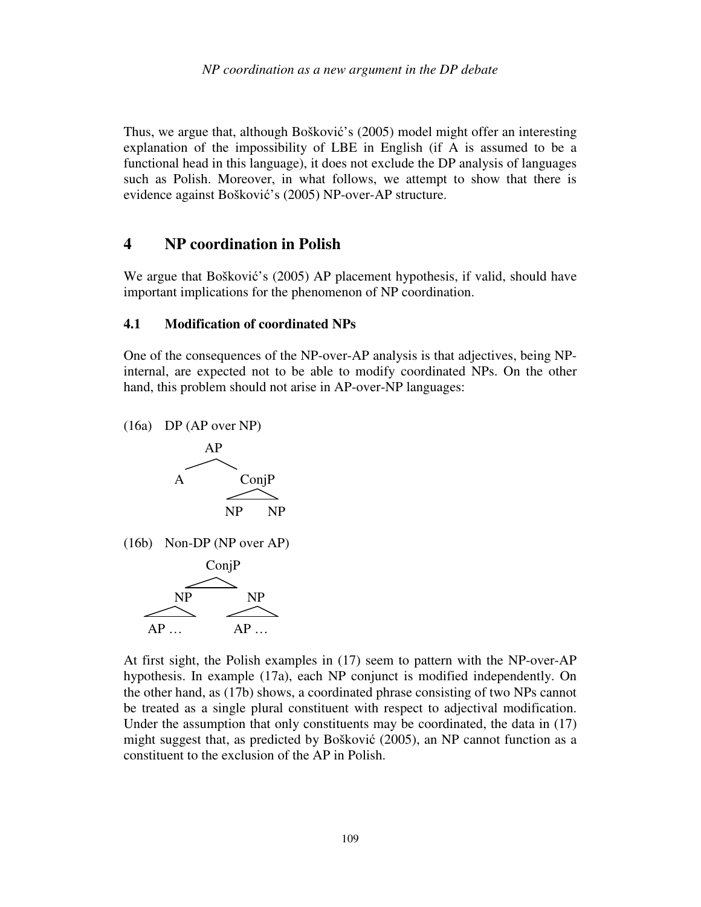Thus, we argue that, although Bošković's (2005) model might offer an interesting explanation of the impossibility of LBE in English (if A is assumed to be a functional head in this language), it does not exclude the DP analysis of languages such as Polish. Moreover, in what follows, we attempt to show that there is evidence against Bošković's (2005) NP-over-AP structure.

## 4 NP coordination in Polish

We argue that Bošković's (2005) AP placement hypothesis, if valid, should have important implications for the phenomenon of NP coordination.

### 4.1 Modification of coordinated NPs

One of the consequences of the NP-over-AP analysis is that adjectives, being NP-internal, are expected not to be able to modify coordinated NPs. On the other hand, this problem should not arise in AP-over-NP languages:

(16a) DP (AP over NP)

```
        AP
       /  \
      A    ConjP
           /   \
          NP    NP
```

(16b) Non-DP (NP over AP)

```
          ConjP
         /     \
       NP       NP
       |        |
      AP …     AP …
```

At first sight, the Polish examples in (17) seem to pattern with the NP-over-AP hypothesis. In example (17a), each NP conjunct is modified independently. On the other hand, as (17b) shows, a coordinated phrase consisting of two NPs cannot be treated as a single plural constituent with respect to adjectival modification. Under the assumption that only constituents may be coordinated, the data in (17) might suggest that, as predicted by Bošković (2005), an NP cannot function as a constituent to the exclusion of the AP in Polish.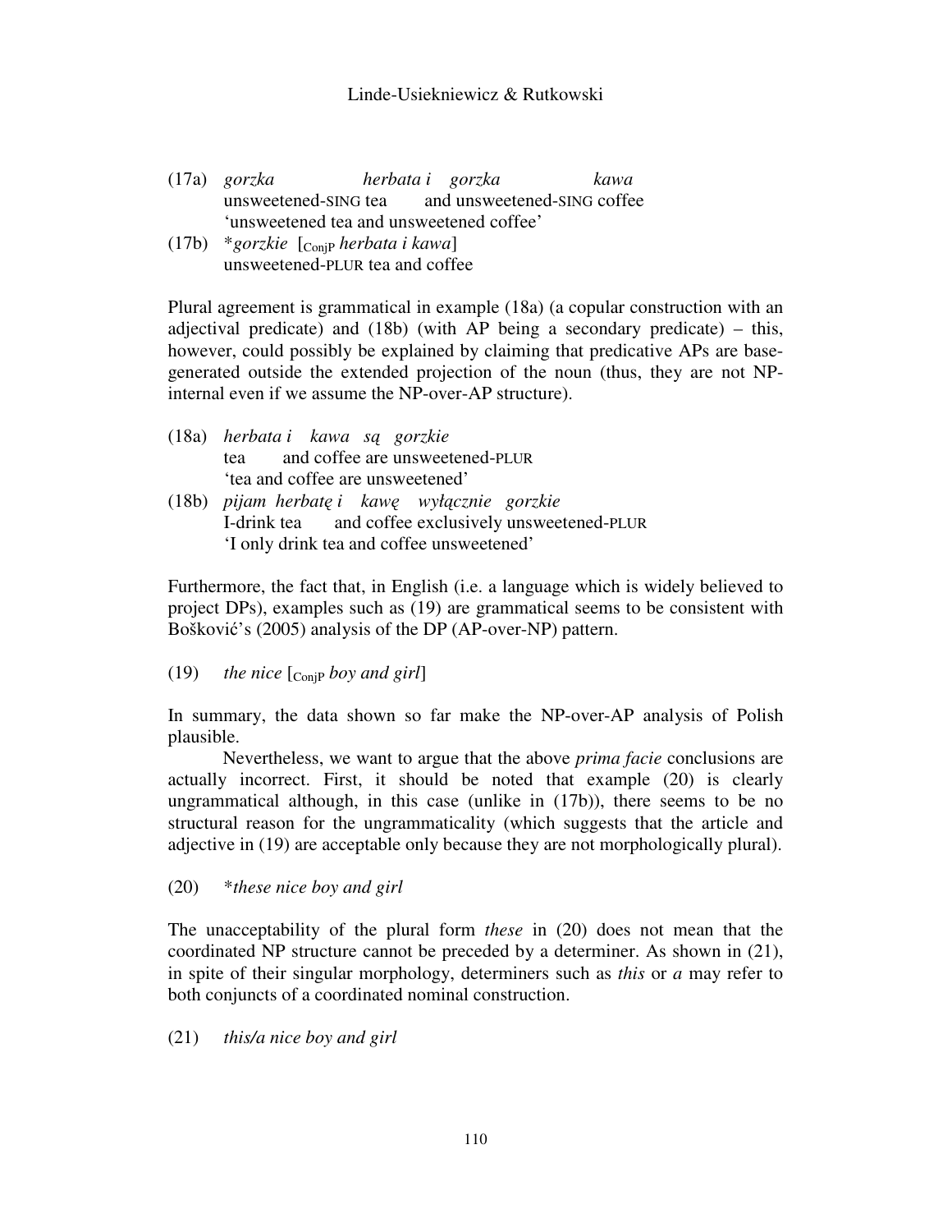(17a) *gorzka herbata i gorzka kawa*
unsweetened-SING tea and unsweetened-SING coffee
'unsweetened tea and unsweetened coffee'

(17b) **gorzkie* [$_{\text{ConjP}}$ *herbata i kawa*]
unsweetened-PLUR tea and coffee

Plural agreement is grammatical in example (18a) (a copular construction with an adjectival predicate) and (18b) (with AP being a secondary predicate) – this, however, could possibly be explained by claiming that predicative APs are base-generated outside the extended projection of the noun (thus, they are not NP-internal even if we assume the NP-over-AP structure).

(18a) *herbata i kawa są gorzkie*
tea and coffee are unsweetened-PLUR
'tea and coffee are unsweetened'

(18b) *pijam herbatę i kawę wyłącznie gorzkie*
I-drink tea and coffee exclusively unsweetened-PLUR
'I only drink tea and coffee unsweetened'

Furthermore, the fact that, in English (i.e. a language which is widely believed to project DPs), examples such as (19) are grammatical seems to be consistent with Bošković's (2005) analysis of the DP (AP-over-NP) pattern.

(19) *the nice* [$_{\text{ConjP}}$ *boy and girl*]

In summary, the data shown so far make the NP-over-AP analysis of Polish plausible.

Nevertheless, we want to argue that the above *prima facie* conclusions are actually incorrect. First, it should be noted that example (20) is clearly ungrammatical although, in this case (unlike in (17b)), there seems to be no structural reason for the ungrammaticality (which suggests that the article and adjective in (19) are acceptable only because they are not morphologically plural).

(20) **these nice boy and girl*

The unacceptability of the plural form *these* in (20) does not mean that the coordinated NP structure cannot be preceded by a determiner. As shown in (21), in spite of their singular morphology, determiners such as *this* or *a* may refer to both conjuncts of a coordinated nominal construction.

(21) *this/a nice boy and girl*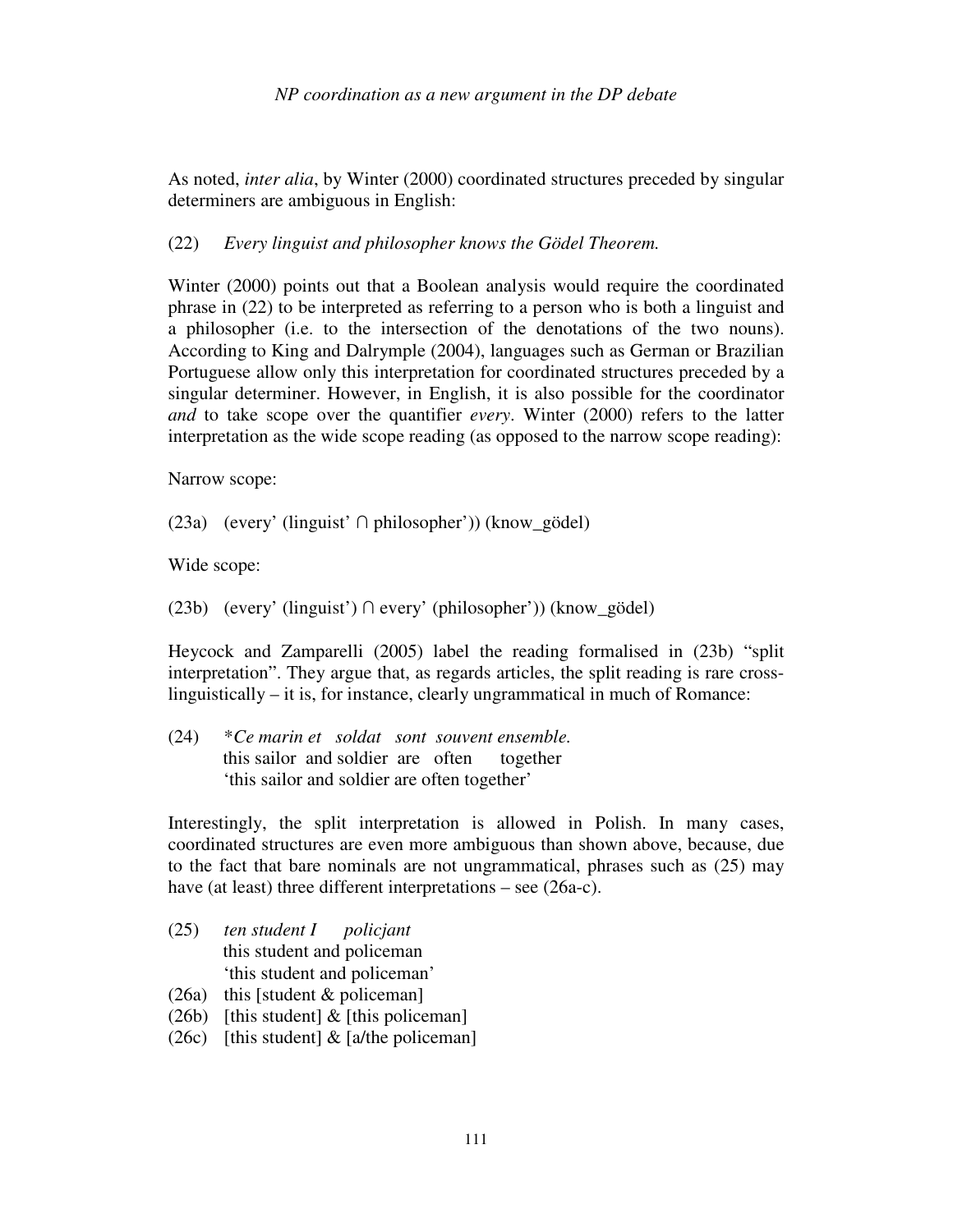As noted, *inter alia*, by Winter (2000) coordinated structures preceded by singular determiners are ambiguous in English:

(22) *Every linguist and philosopher knows the Gödel Theorem.*

Winter (2000) points out that a Boolean analysis would require the coordinated phrase in (22) to be interpreted as referring to a person who is both a linguist and a philosopher (i.e. to the intersection of the denotations of the two nouns). According to King and Dalrymple (2004), languages such as German or Brazilian Portuguese allow only this interpretation for coordinated structures preceded by a singular determiner. However, in English, it is also possible for the coordinator *and* to take scope over the quantifier *every*. Winter (2000) refers to the latter interpretation as the wide scope reading (as opposed to the narrow scope reading):

Narrow scope:

(23a) (every' (linguist' ∩ philosopher')) (know_gödel)

Wide scope:

(23b) (every' (linguist') ∩ every' (philosopher')) (know_gödel)

Heycock and Zamparelli (2005) label the reading formalised in (23b) "split interpretation". They argue that, as regards articles, the split reading is rare cross-linguistically – it is, for instance, clearly ungrammatical in much of Romance:

(24) \**Ce marin et soldat sont souvent ensemble.*
this sailor and soldier are often together
'this sailor and soldier are often together'

Interestingly, the split interpretation is allowed in Polish. In many cases, coordinated structures are even more ambiguous than shown above, because, due to the fact that bare nominals are not ungrammatical, phrases such as (25) may have (at least) three different interpretations – see (26a-c).

(25) *ten student I policjant*
this student and policeman
'this student and policeman'

(26a) this [student & policeman]

(26b) [this student] & [this policeman]

(26c) [this student] & [a/the policeman]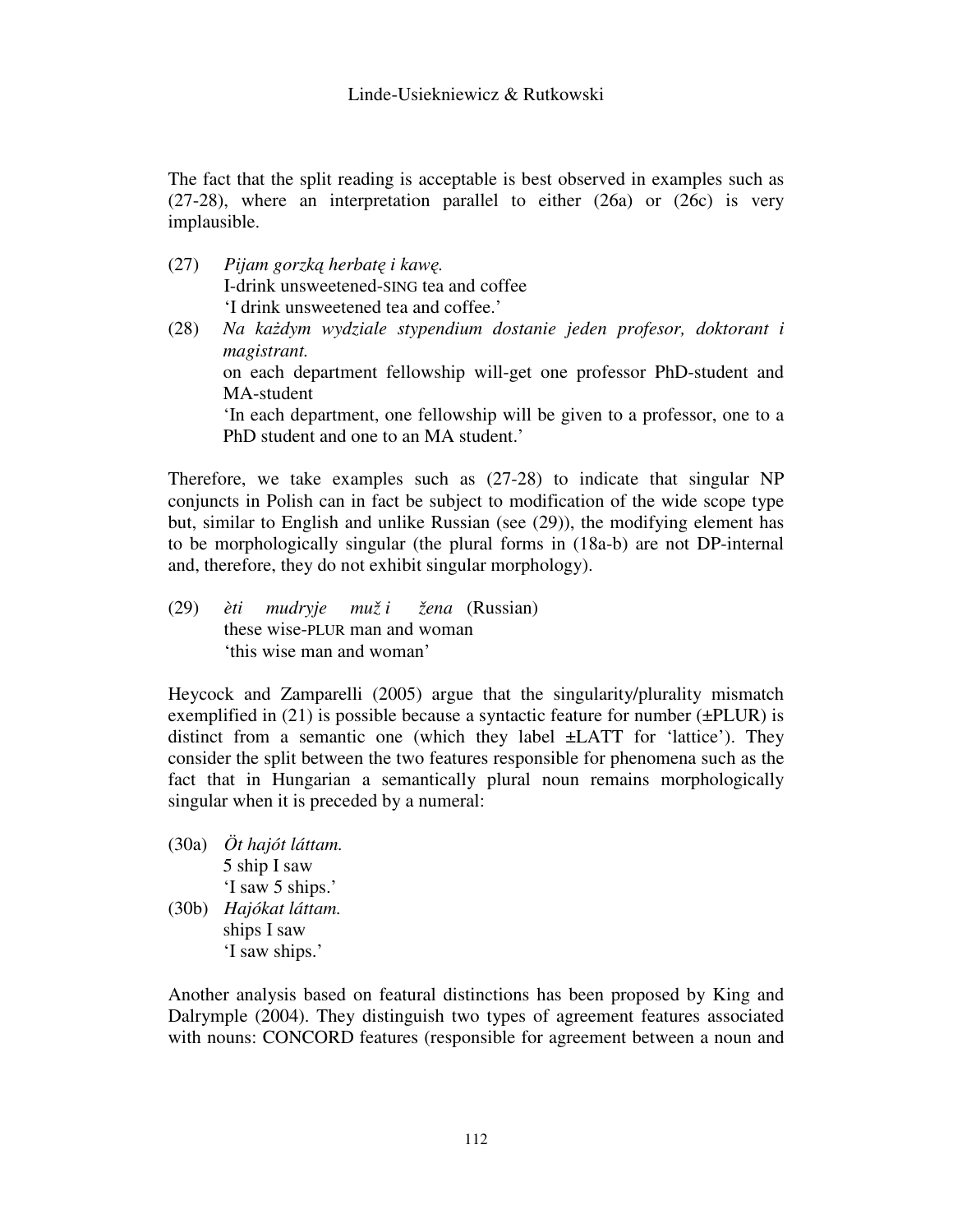The fact that the split reading is acceptable is best observed in examples such as (27-28), where an interpretation parallel to either (26a) or (26c) is very implausible.

(27) *Pijam gorzką herbatę i kawę.*  
 I-drink unsweetened-SING tea and coffee  
 'I drink unsweetened tea and coffee.'

(28) *Na każdym wydziale stypendium dostanie jeden profesor, doktorant i magistrant.*  
 on each department fellowship will-get one professor PhD-student and MA-student  
 'In each department, one fellowship will be given to a professor, one to a PhD student and one to an MA student.'

Therefore, we take examples such as (27-28) to indicate that singular NP conjuncts in Polish can in fact be subject to modification of the wide scope type but, similar to English and unlike Russian (see (29)), the modifying element has to be morphologically singular (the plural forms in (18a-b) are not DP-internal and, therefore, they do not exhibit singular morphology).

(29) *èti mudryje muž i žena* (Russian)  
 these wise-PLUR man and woman  
 'this wise man and woman'

Heycock and Zamparelli (2005) argue that the singularity/plurality mismatch exemplified in (21) is possible because a syntactic feature for number (±PLUR) is distinct from a semantic one (which they label ±LATT for 'lattice'). They consider the split between the two features responsible for phenomena such as the fact that in Hungarian a semantically plural noun remains morphologically singular when it is preceded by a numeral:

(30a) *Öt hajót láttam.*  
 5 ship I saw  
 'I saw 5 ships.'

(30b) *Hajókat láttam.*  
 ships I saw  
 'I saw ships.'

Another analysis based on featural distinctions has been proposed by King and Dalrymple (2004). They distinguish two types of agreement features associated with nouns: CONCORD features (responsible for agreement between a noun and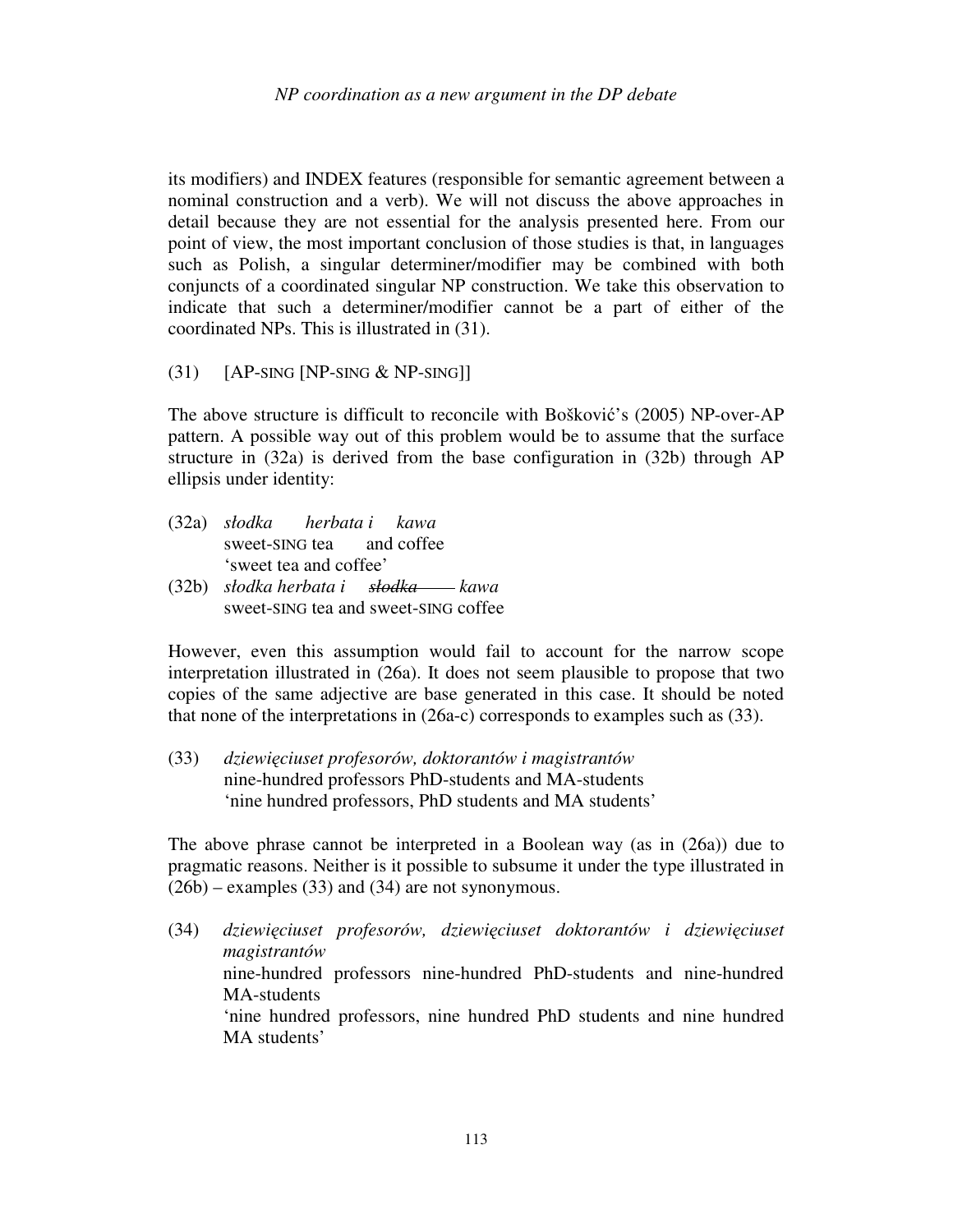its modifiers) and INDEX features (responsible for semantic agreement between a nominal construction and a verb). We will not discuss the above approaches in detail because they are not essential for the analysis presented here. From our point of view, the most important conclusion of those studies is that, in languages such as Polish, a singular determiner/modifier may be combined with both conjuncts of a coordinated singular NP construction. We take this observation to indicate that such a determiner/modifier cannot be a part of either of the coordinated NPs. This is illustrated in (31).

(31) [AP-SING [NP-SING & NP-SING]]

The above structure is difficult to reconcile with Bošković's (2005) NP-over-AP pattern. A possible way out of this problem would be to assume that the surface structure in (32a) is derived from the base configuration in (32b) through AP ellipsis under identity:

(32a) *słodka herbata i kawa*
sweet-SING tea and coffee
'sweet tea and coffee'

(32b) *słodka herbata i ~~słodka~~ kawa*
sweet-SING tea and sweet-SING coffee

However, even this assumption would fail to account for the narrow scope interpretation illustrated in (26a). It does not seem plausible to propose that two copies of the same adjective are base generated in this case. It should be noted that none of the interpretations in (26a-c) corresponds to examples such as (33).

(33) *dziewięciuset profesorów, doktorantów i magistrantów*
nine-hundred professors PhD-students and MA-students
'nine hundred professors, PhD students and MA students'

The above phrase cannot be interpreted in a Boolean way (as in (26a)) due to pragmatic reasons. Neither is it possible to subsume it under the type illustrated in (26b) – examples (33) and (34) are not synonymous.

(34) *dziewięciuset profesorów, dziewięciuset doktorantów i dziewięciuset magistrantów*
nine-hundred professors nine-hundred PhD-students and nine-hundred MA-students
'nine hundred professors, nine hundred PhD students and nine hundred MA students'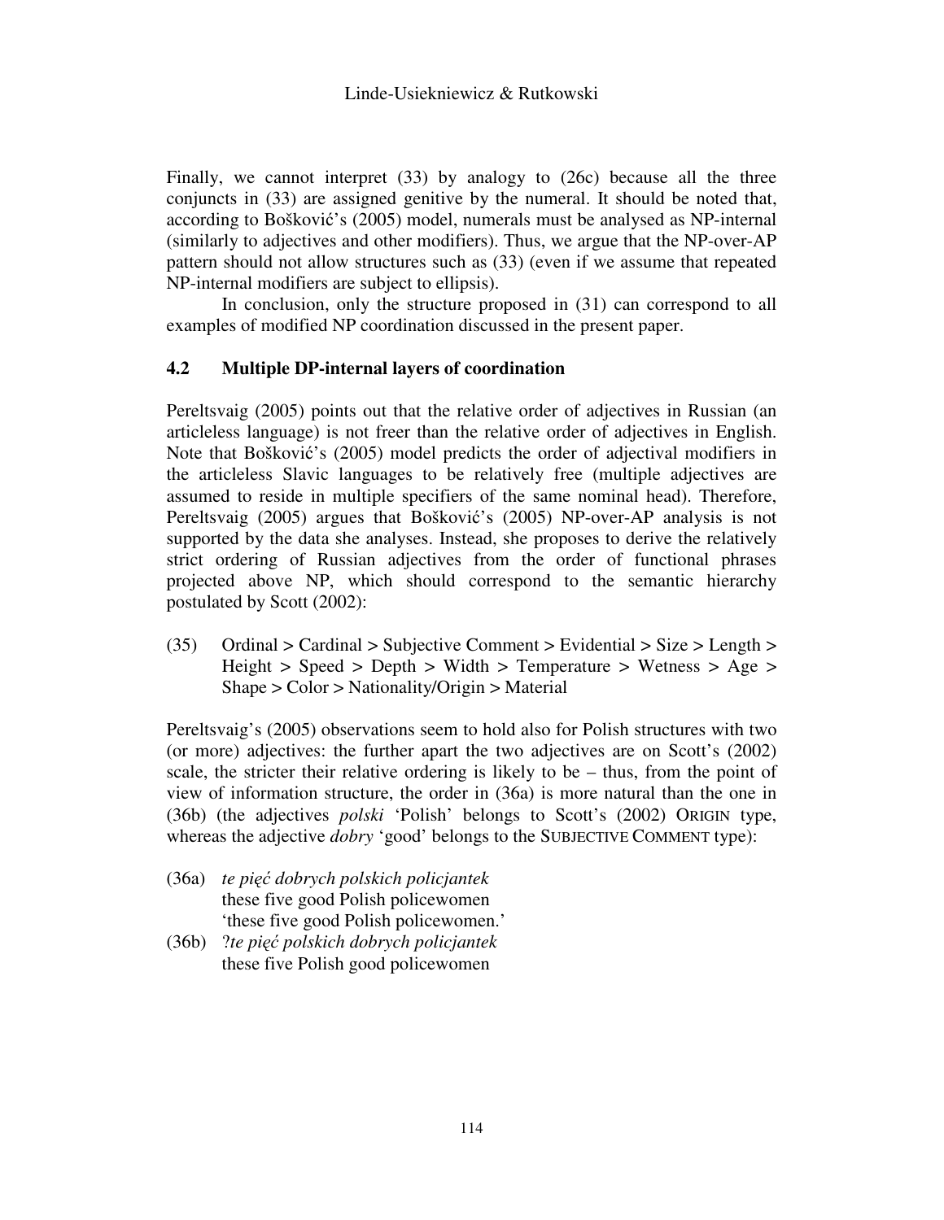Finally, we cannot interpret (33) by analogy to (26c) because all the three conjuncts in (33) are assigned genitive by the numeral. It should be noted that, according to Bošković's (2005) model, numerals must be analysed as NP-internal (similarly to adjectives and other modifiers). Thus, we argue that the NP-over-AP pattern should not allow structures such as (33) (even if we assume that repeated NP-internal modifiers are subject to ellipsis).

In conclusion, only the structure proposed in (31) can correspond to all examples of modified NP coordination discussed in the present paper.

### 4.2 Multiple DP-internal layers of coordination

Pereltsvaig (2005) points out that the relative order of adjectives in Russian (an articleless language) is not freer than the relative order of adjectives in English. Note that Bošković's (2005) model predicts the order of adjectival modifiers in the articleless Slavic languages to be relatively free (multiple adjectives are assumed to reside in multiple specifiers of the same nominal head). Therefore, Pereltsvaig (2005) argues that Bošković's (2005) NP-over-AP analysis is not supported by the data she analyses. Instead, she proposes to derive the relatively strict ordering of Russian adjectives from the order of functional phrases projected above NP, which should correspond to the semantic hierarchy postulated by Scott (2002):

(35) Ordinal > Cardinal > Subjective Comment > Evidential > Size > Length > Height > Speed > Depth > Width > Temperature > Wetness > Age > Shape > Color > Nationality/Origin > Material

Pereltsvaig's (2005) observations seem to hold also for Polish structures with two (or more) adjectives: the further apart the two adjectives are on Scott's (2002) scale, the stricter their relative ordering is likely to be – thus, from the point of view of information structure, the order in (36a) is more natural than the one in (36b) (the adjectives *polski* 'Polish' belongs to Scott's (2002) ORIGIN type, whereas the adjective *dobry* 'good' belongs to the SUBJECTIVE COMMENT type):

(36a) *te pięć dobrych polskich policjantek*
these five good Polish policewomen
'these five good Polish policewomen.'

(36b) ?*te pięć polskich dobrych policjantek*
these five Polish good policewomen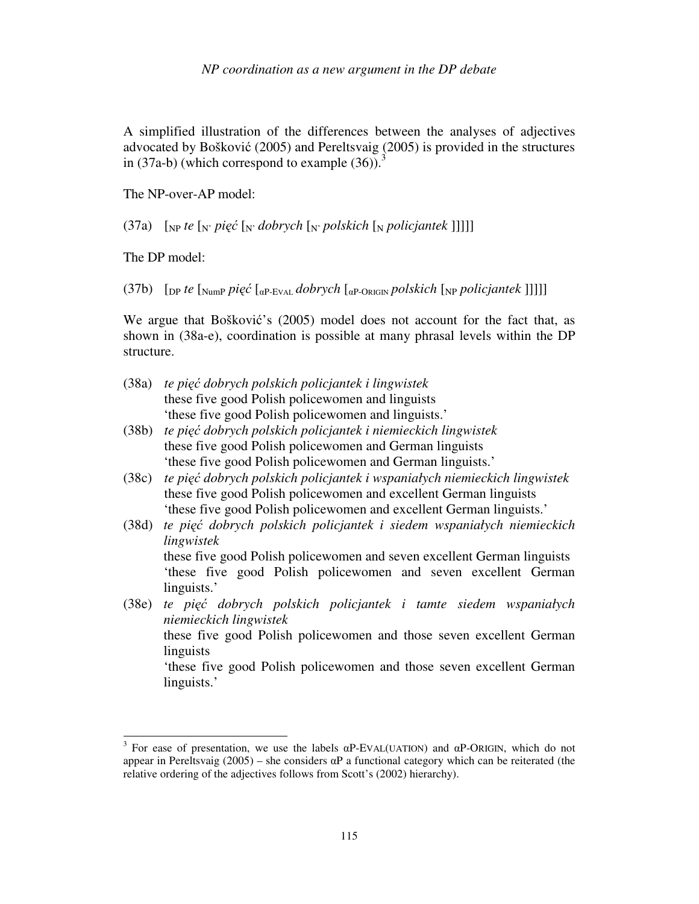A simplified illustration of the differences between the analyses of adjectives advocated by Bošković (2005) and Pereltsvaig (2005) is provided in the structures in (37a-b) (which correspond to example (36)).[3]

The NP-over-AP model:

(37a) [$_{\text{NP}}$ *te* [$_{\text{N'}}$ *pięć* [$_{\text{N'}}$ *dobrych* [$_{\text{N'}}$ *polskich* [$_{\text{N}}$ *policjantek* ]]]]]

The DP model:

(37b) [$_{\text{DP}}$ *te* [$_{\text{NumP}}$ *pięć* [$_{\alpha\text{P-EVAL}}$ *dobrych* [$_{\alpha\text{P-ORIGIN}}$ *polskich* [$_{\text{NP}}$ *policjantek* ]]]]]

We argue that Bošković's (2005) model does not account for the fact that, as shown in (38a-e), coordination is possible at many phrasal levels within the DP structure.

(38a) *te pięć dobrych polskich policjantek i lingwistek*
these five good Polish policewomen and linguists
'these five good Polish policewomen and linguists.'

(38b) *te pięć dobrych polskich policjantek i niemieckich lingwistek*
these five good Polish policewomen and German linguists
'these five good Polish policewomen and German linguists.'

(38c) *te pięć dobrych polskich policjantek i wspaniałych niemieckich lingwistek*
these five good Polish policewomen and excellent German linguists
'these five good Polish policewomen and excellent German linguists.'

(38d) *te pięć dobrych polskich policjantek i siedem wspaniałych niemieckich lingwistek*
these five good Polish policewomen and seven excellent German linguists
'these five good Polish policewomen and seven excellent German linguists.'

(38e) *te pięć dobrych polskich policjantek i tamte siedem wspaniałych niemieckich lingwistek*
these five good Polish policewomen and those seven excellent German linguists
'these five good Polish policewomen and those seven excellent German linguists.'

---

[3] For ease of presentation, we use the labels αP-EVAL(UATION) and αP-ORIGIN, which do not appear in Pereltsvaig (2005) – she considers αP a functional category which can be reiterated (the relative ordering of the adjectives follows from Scott's (2002) hierarchy).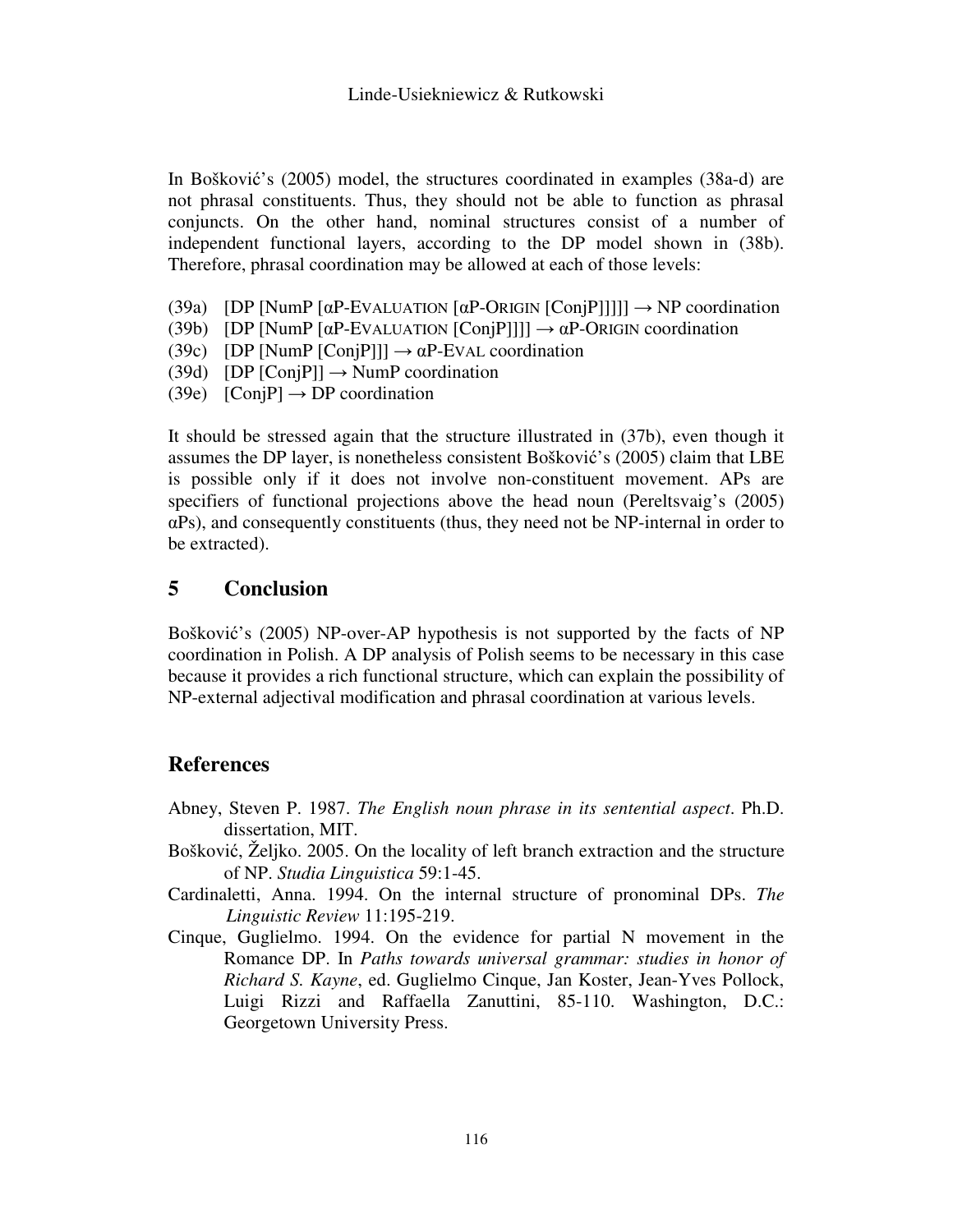In Bošković's (2005) model, the structures coordinated in examples (38a-d) are not phrasal constituents. Thus, they should not be able to function as phrasal conjuncts. On the other hand, nominal structures consist of a number of independent functional layers, according to the DP model shown in (38b). Therefore, phrasal coordination may be allowed at each of those levels:

(39a) [DP [NumP [αP-EVALUATION [αP-ORIGIN [ConjP]]]]] → NP coordination
(39b) [DP [NumP [αP-EVALUATION [ConjP]]]] → αP-ORIGIN coordination
(39c) [DP [NumP [ConjP]]] → αP-EVAL coordination
(39d) [DP [ConjP]] → NumP coordination
(39e) [ConjP] → DP coordination

It should be stressed again that the structure illustrated in (37b), even though it assumes the DP layer, is nonetheless consistent Bošković's (2005) claim that LBE is possible only if it does not involve non-constituent movement. APs are specifiers of functional projections above the head noun (Pereltsvaig's (2005) αPs), and consequently constituents (thus, they need not be NP-internal in order to be extracted).

## 5 Conclusion

Bošković's (2005) NP-over-AP hypothesis is not supported by the facts of NP coordination in Polish. A DP analysis of Polish seems to be necessary in this case because it provides a rich functional structure, which can explain the possibility of NP-external adjectival modification and phrasal coordination at various levels.

## References

Abney, Steven P. 1987. *The English noun phrase in its sentential aspect*. Ph.D. dissertation, MIT.

Bošković, Željko. 2005. On the locality of left branch extraction and the structure of NP. *Studia Linguistica* 59:1-45.

Cardinaletti, Anna. 1994. On the internal structure of pronominal DPs. *The Linguistic Review* 11:195-219.

Cinque, Guglielmo. 1994. On the evidence for partial N movement in the Romance DP. In *Paths towards universal grammar: studies in honor of Richard S. Kayne*, ed. Guglielmo Cinque, Jan Koster, Jean-Yves Pollock, Luigi Rizzi and Raffaella Zanuttini, 85-110. Washington, D.C.: Georgetown University Press.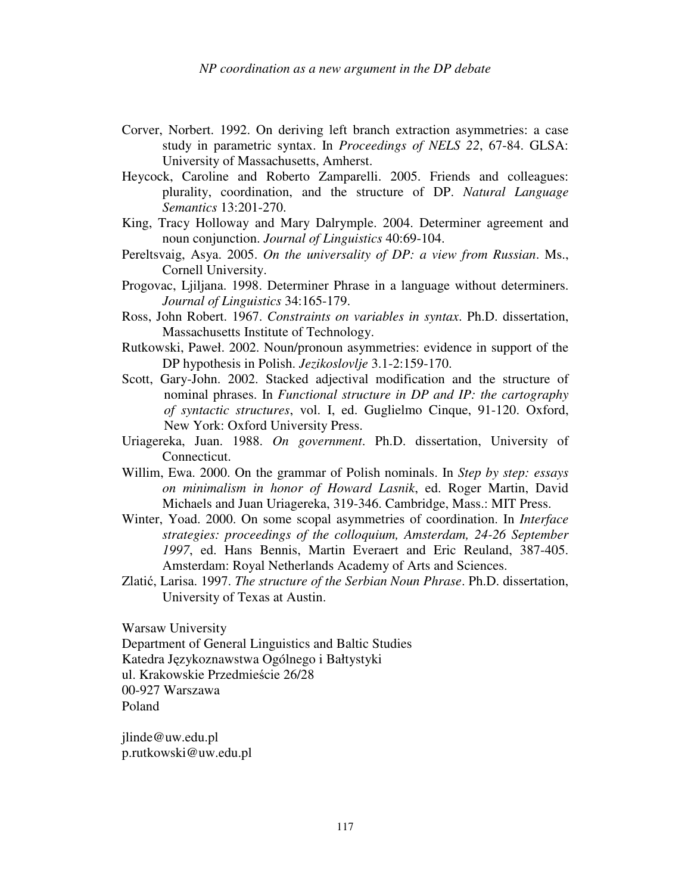Corver, Norbert. 1992. On deriving left branch extraction asymmetries: a case study in parametric syntax. In *Proceedings of NELS 22*, 67-84. GLSA: University of Massachusetts, Amherst.

Heycock, Caroline and Roberto Zamparelli. 2005. Friends and colleagues: plurality, coordination, and the structure of DP. *Natural Language Semantics* 13:201-270.

King, Tracy Holloway and Mary Dalrymple. 2004. Determiner agreement and noun conjunction. *Journal of Linguistics* 40:69-104.

Pereltsvaig, Asya. 2005. *On the universality of DP: a view from Russian*. Ms., Cornell University.

Progovac, Ljiljana. 1998. Determiner Phrase in a language without determiners. *Journal of Linguistics* 34:165-179.

Ross, John Robert. 1967. *Constraints on variables in syntax*. Ph.D. dissertation, Massachusetts Institute of Technology.

Rutkowski, Paweł. 2002. Noun/pronoun asymmetries: evidence in support of the DP hypothesis in Polish. *Jezikoslovlje* 3.1-2:159-170.

Scott, Gary-John. 2002. Stacked adjectival modification and the structure of nominal phrases. In *Functional structure in DP and IP: the cartography of syntactic structures*, vol. I, ed. Guglielmo Cinque, 91-120. Oxford, New York: Oxford University Press.

Uriagereka, Juan. 1988. *On government*. Ph.D. dissertation, University of Connecticut.

Willim, Ewa. 2000. On the grammar of Polish nominals. In *Step by step: essays on minimalism in honor of Howard Lasnik*, ed. Roger Martin, David Michaels and Juan Uriagereka, 319-346. Cambridge, Mass.: MIT Press.

Winter, Yoad. 2000. On some scopal asymmetries of coordination. In *Interface strategies: proceedings of the colloquium, Amsterdam, 24-26 September 1997*, ed. Hans Bennis, Martin Everaert and Eric Reuland, 387-405. Amsterdam: Royal Netherlands Academy of Arts and Sciences.

Zlatić, Larisa. 1997. *The structure of the Serbian Noun Phrase*. Ph.D. dissertation, University of Texas at Austin.

Warsaw University  
Department of General Linguistics and Baltic Studies  
Katedra Językoznawstwa Ogólnego i Bałtystyki  
ul. Krakowskie Przedmieście 26/28  
00-927 Warszawa  
Poland

jlinde@uw.edu.pl  
p.rutkowski@uw.edu.pl